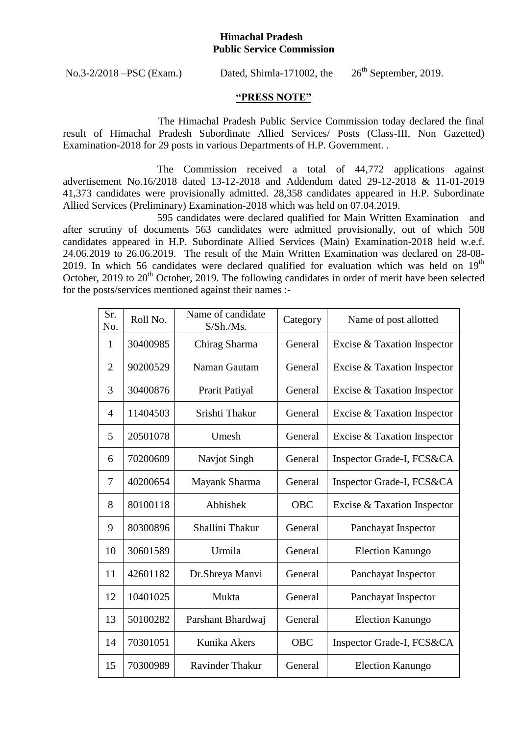**Himachal Pradesh**
**Public Service Commission**

No.3-2/2018 –PSC (Exam.) Dated, Shimla-171002, the 26th September, 2019.

## "PRESS NOTE"

The Himachal Pradesh Public Service Commission today declared the final result of Himachal Pradesh Subordinate Allied Services/ Posts (Class-III, Non Gazetted) Examination-2018 for 29 posts in various Departments of H.P. Government. .

The Commission received a total of 44,772 applications against advertisement No.16/2018 dated 13-12-2018 and Addendum dated 29-12-2018 & 11-01-2019 41,373 candidates were provisionally admitted. 28,358 candidates appeared in H.P. Subordinate Allied Services (Preliminary) Examination-2018 which was held on 07.04.2019.

595 candidates were declared qualified for Main Written Examination and after scrutiny of documents 563 candidates were admitted provisionally, out of which 508 candidates appeared in H.P. Subordinate Allied Services (Main) Examination-2018 held w.e.f. 24.06.2019 to 26.06.2019. The result of the Main Written Examination was declared on 28-08-2019. In which 56 candidates were declared qualified for evaluation which was held on 19th October, 2019 to 20th October, 2019. The following candidates in order of merit have been selected for the posts/services mentioned against their names :-

| Sr. No. | Roll No. | Name of candidate S/Sh./Ms. | Category | Name of post allotted |
|---|---|---|---|---|
| 1 | 30400985 | Chirag Sharma | General | Excise & Taxation Inspector |
| 2 | 90200529 | Naman Gautam | General | Excise & Taxation Inspector |
| 3 | 30400876 | Prarit Patiyal | General | Excise & Taxation Inspector |
| 4 | 11404503 | Srishti Thakur | General | Excise & Taxation Inspector |
| 5 | 20501078 | Umesh | General | Excise & Taxation Inspector |
| 6 | 70200609 | Navjot Singh | General | Inspector Grade-I, FCS&CA |
| 7 | 40200654 | Mayank Sharma | General | Inspector Grade-I, FCS&CA |
| 8 | 80100118 | Abhishek | OBC | Excise & Taxation Inspector |
| 9 | 80300896 | Shallini Thakur | General | Panchayat Inspector |
| 10 | 30601589 | Urmila | General | Election Kanungo |
| 11 | 42601182 | Dr.Shreya Manvi | General | Panchayat Inspector |
| 12 | 10401025 | Mukta | General | Panchayat Inspector |
| 13 | 50100282 | Parshant Bhardwaj | General | Election Kanungo |
| 14 | 70301051 | Kunika Akers | OBC | Inspector Grade-I, FCS&CA |
| 15 | 70300989 | Ravinder Thakur | General | Election Kanungo |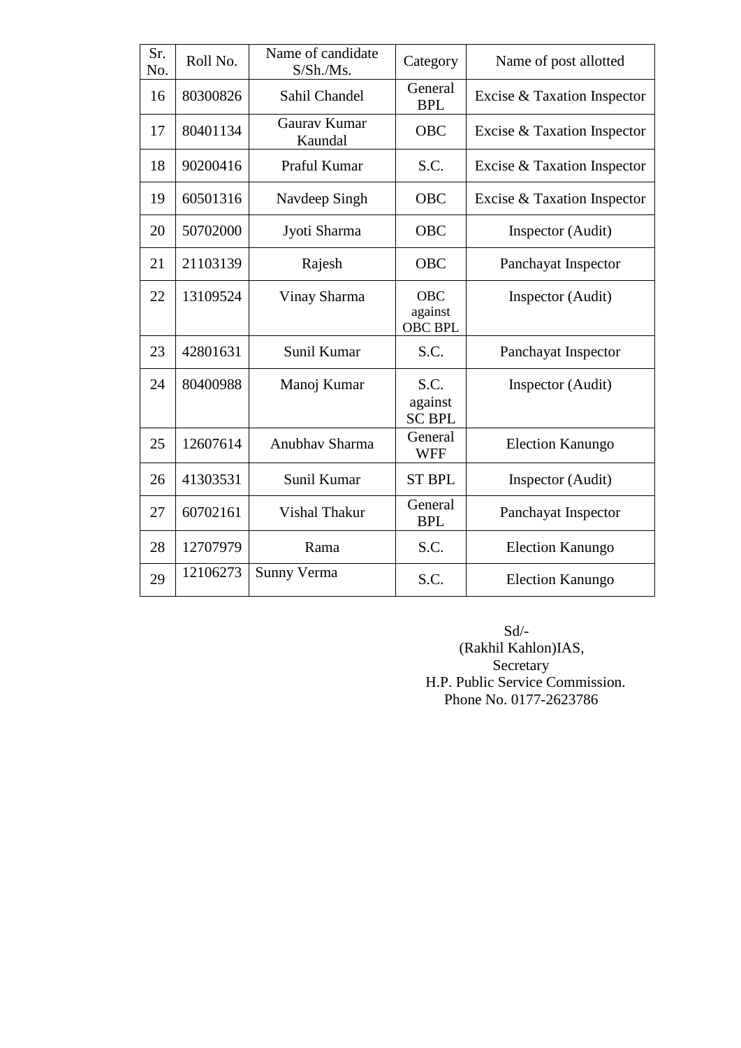| Sr. No. | Roll No. | Name of candidate S/Sh./Ms. | Category | Name of post allotted |
|---|---|---|---|---|
| 16 | 80300826 | Sahil Chandel | General BPL | Excise & Taxation Inspector |
| 17 | 80401134 | Gaurav Kumar Kaundal | OBC | Excise & Taxation Inspector |
| 18 | 90200416 | Praful Kumar | S.C. | Excise & Taxation Inspector |
| 19 | 60501316 | Navdeep Singh | OBC | Excise & Taxation Inspector |
| 20 | 50702000 | Jyoti Sharma | OBC | Inspector (Audit) |
| 21 | 21103139 | Rajesh | OBC | Panchayat Inspector |
| 22 | 13109524 | Vinay Sharma | OBC against OBC BPL | Inspector (Audit) |
| 23 | 42801631 | Sunil Kumar | S.C. | Panchayat Inspector |
| 24 | 80400988 | Manoj Kumar | S.C. against SC BPL | Inspector (Audit) |
| 25 | 12607614 | Anubhav Sharma | General WFF | Election Kanungo |
| 26 | 41303531 | Sunil Kumar | ST BPL | Inspector (Audit) |
| 27 | 60702161 | Vishal Thakur | General BPL | Panchayat Inspector |
| 28 | 12707979 | Rama | S.C. | Election Kanungo |
| 29 | 12106273 | Sunny Verma | S.C. | Election Kanungo |

Sd/-
(Rakhil Kahlon)IAS,
Secretary
H.P. Public Service Commission.
Phone No. 0177-2623786